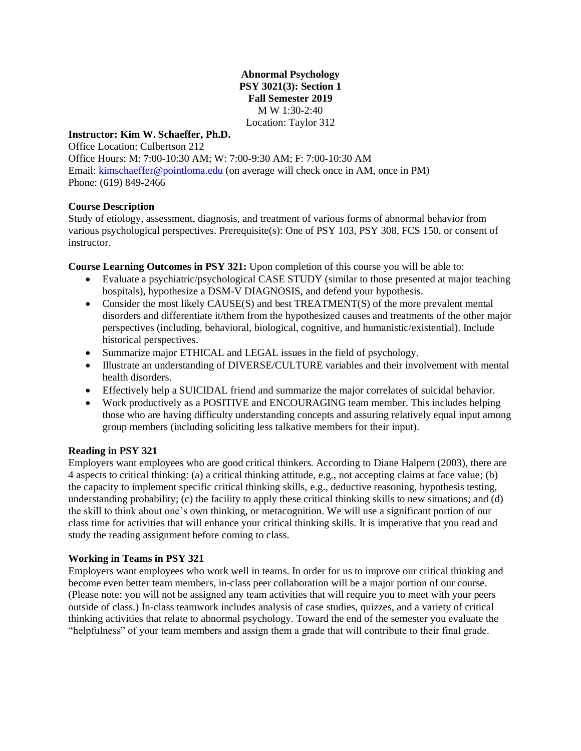**Abnormal Psychology**
**PSY 3021(3): Section 1**
**Fall Semester 2019**
M W 1:30-2:40
Location: Taylor 312

**Instructor: Kim W. Schaeffer, Ph.D.**
Office Location: Culbertson 212
Office Hours: M: 7:00-10:30 AM; W: 7:00-9:30 AM; F: 7:00-10:30 AM
Email: kimschaeffer@pointloma.edu (on average will check once in AM, once in PM)
Phone: (619) 849-2466

**Course Description**
Study of etiology, assessment, diagnosis, and treatment of various forms of abnormal behavior from various psychological perspectives. Prerequisite(s): One of PSY 103, PSY 308, FCS 150, or consent of instructor.

**Course Learning Outcomes in PSY 321:** Upon completion of this course you will be able to:

- Evaluate a psychiatric/psychological CASE STUDY (similar to those presented at major teaching hospitals), hypothesize a DSM-V DIAGNOSIS, and defend your hypothesis.
- Consider the most likely CAUSE(S) and best TREATMENT(S) of the more prevalent mental disorders and differentiate it/them from the hypothesized causes and treatments of the other major perspectives (including, behavioral, biological, cognitive, and humanistic/existential). Include historical perspectives.
- Summarize major ETHICAL and LEGAL issues in the field of psychology.
- Illustrate an understanding of DIVERSE/CULTURE variables and their involvement with mental health disorders.
- Effectively help a SUICIDAL friend and summarize the major correlates of suicidal behavior.
- Work productively as a POSITIVE and ENCOURAGING team member. This includes helping those who are having difficulty understanding concepts and assuring relatively equal input among group members (including soliciting less talkative members for their input).

**Reading in PSY 321**
Employers want employees who are good critical thinkers. According to Diane Halpern (2003), there are 4 aspects to critical thinking: (a) a critical thinking attitude, e.g., not accepting claims at face value; (b) the capacity to implement specific critical thinking skills, e.g., deductive reasoning, hypothesis testing, understanding probability; (c) the facility to apply these critical thinking skills to new situations; and (d) the skill to think about one's own thinking, or metacognition. We will use a significant portion of our class time for activities that will enhance your critical thinking skills. It is imperative that you read and study the reading assignment before coming to class.

**Working in Teams in PSY 321**
Employers want employees who work well in teams. In order for us to improve our critical thinking and become even better team members, in-class peer collaboration will be a major portion of our course. (Please note: you will not be assigned any team activities that will require you to meet with your peers outside of class.) In-class teamwork includes analysis of case studies, quizzes, and a variety of critical thinking activities that relate to abnormal psychology. Toward the end of the semester you evaluate the "helpfulness" of your team members and assign them a grade that will contribute to their final grade.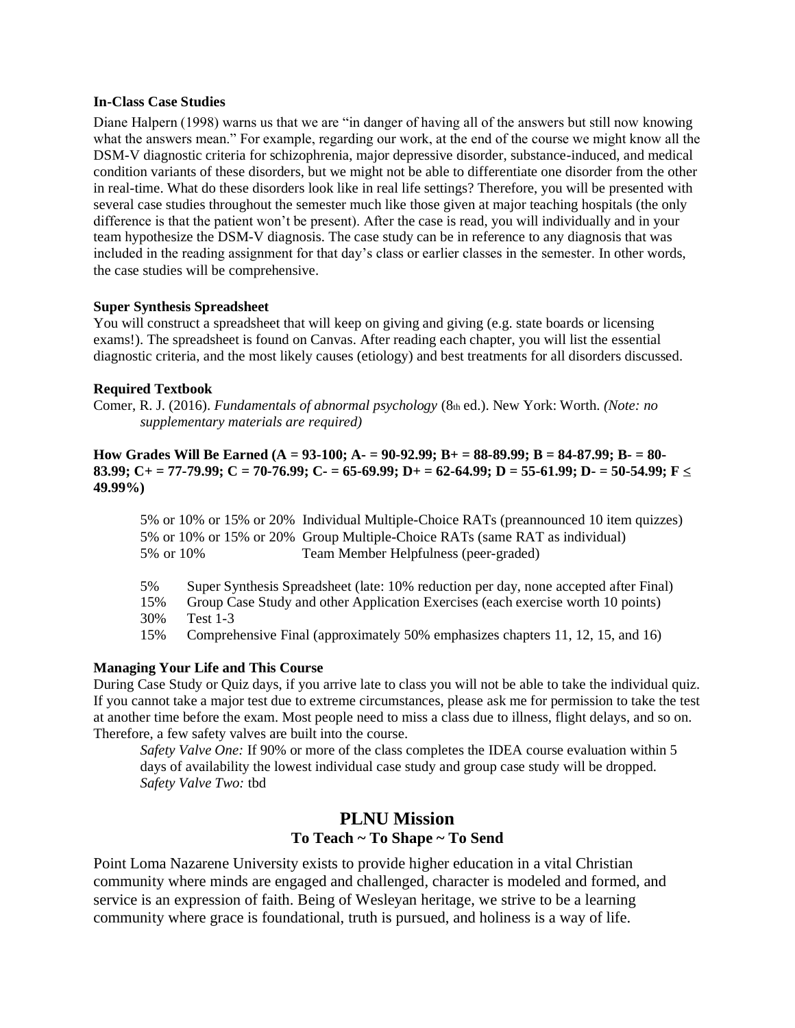**In-Class Case Studies**

Diane Halpern (1998) warns us that we are "in danger of having all of the answers but still now knowing what the answers mean." For example, regarding our work, at the end of the course we might know all the DSM-V diagnostic criteria for schizophrenia, major depressive disorder, substance-induced, and medical condition variants of these disorders, but we might not be able to differentiate one disorder from the other in real-time. What do these disorders look like in real life settings? Therefore, you will be presented with several case studies throughout the semester much like those given at major teaching hospitals (the only difference is that the patient won't be present). After the case is read, you will individually and in your team hypothesize the DSM-V diagnosis. The case study can be in reference to any diagnosis that was included in the reading assignment for that day's class or earlier classes in the semester. In other words, the case studies will be comprehensive.

**Super Synthesis Spreadsheet**

You will construct a spreadsheet that will keep on giving and giving (e.g. state boards or licensing exams!). The spreadsheet is found on Canvas. After reading each chapter, you will list the essential diagnostic criteria, and the most likely causes (etiology) and best treatments for all disorders discussed.

**Required Textbook**

Comer, R. J. (2016). *Fundamentals of abnormal psychology* (8th ed.). New York: Worth. *(Note: no supplementary materials are required)*

**How Grades Will Be Earned (A = 93-100; A- = 90-92.99; B+ = 88-89.99; B = 84-87.99; B- = 80-83.99; C+ = 77-79.99; C = 70-76.99; C- = 65-69.99; D+ = 62-64.99; D = 55-61.99; D- = 50-54.99; F ≤ 49.99%)**

5% or 10% or 15% or 20% Individual Multiple-Choice RATs (preannounced 10 item quizzes)
5% or 10% or 15% or 20% Group Multiple-Choice RATs (same RAT as individual)
5% or 10% Team Member Helpfulness (peer-graded)

5% Super Synthesis Spreadsheet (late: 10% reduction per day, none accepted after Final)
15% Group Case Study and other Application Exercises (each exercise worth 10 points)
30% Test 1-3
15% Comprehensive Final (approximately 50% emphasizes chapters 11, 12, 15, and 16)

**Managing Your Life and This Course**

During Case Study or Quiz days, if you arrive late to class you will not be able to take the individual quiz. If you cannot take a major test due to extreme circumstances, please ask me for permission to take the test at another time before the exam. Most people need to miss a class due to illness, flight delays, and so on. Therefore, a few safety valves are built into the course.

*Safety Valve One:* If 90% or more of the class completes the IDEA course evaluation within 5 days of availability the lowest individual case study and group case study will be dropped.
*Safety Valve Two:* tbd

## PLNU Mission

### To Teach ~ To Shape ~ To Send

Point Loma Nazarene University exists to provide higher education in a vital Christian community where minds are engaged and challenged, character is modeled and formed, and service is an expression of faith. Being of Wesleyan heritage, we strive to be a learning community where grace is foundational, truth is pursued, and holiness is a way of life.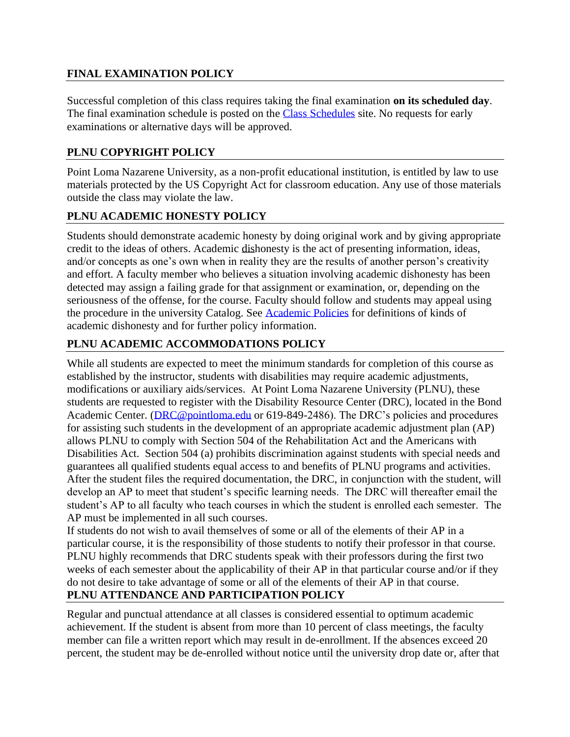## FINAL EXAMINATION POLICY

Successful completion of this class requires taking the final examination **on its scheduled day**. The final examination schedule is posted on the [Class Schedules](#) site. No requests for early examinations or alternative days will be approved.

## PLNU COPYRIGHT POLICY

Point Loma Nazarene University, as a non-profit educational institution, is entitled by law to use materials protected by the US Copyright Act for classroom education. Any use of those materials outside the class may violate the law.

## PLNU ACADEMIC HONESTY POLICY

Students should demonstrate academic honesty by doing original work and by giving appropriate credit to the ideas of others. Academic dishonesty is the act of presenting information, ideas, and/or concepts as one's own when in reality they are the results of another person's creativity and effort. A faculty member who believes a situation involving academic dishonesty has been detected may assign a failing grade for that assignment or examination, or, depending on the seriousness of the offense, for the course. Faculty should follow and students may appeal using the procedure in the university Catalog. See [Academic Policies](#) for definitions of kinds of academic dishonesty and for further policy information.

## PLNU ACADEMIC ACCOMMODATIONS POLICY

While all students are expected to meet the minimum standards for completion of this course as established by the instructor, students with disabilities may require academic adjustments, modifications or auxiliary aids/services. At Point Loma Nazarene University (PLNU), these students are requested to register with the Disability Resource Center (DRC), located in the Bond Academic Center. (DRC@pointloma.edu or 619-849-2486). The DRC's policies and procedures for assisting such students in the development of an appropriate academic adjustment plan (AP) allows PLNU to comply with Section 504 of the Rehabilitation Act and the Americans with Disabilities Act. Section 504 (a) prohibits discrimination against students with special needs and guarantees all qualified students equal access to and benefits of PLNU programs and activities. After the student files the required documentation, the DRC, in conjunction with the student, will develop an AP to meet that student's specific learning needs. The DRC will thereafter email the student's AP to all faculty who teach courses in which the student is enrolled each semester. The AP must be implemented in all such courses.

If students do not wish to avail themselves of some or all of the elements of their AP in a particular course, it is the responsibility of those students to notify their professor in that course. PLNU highly recommends that DRC students speak with their professors during the first two weeks of each semester about the applicability of their AP in that particular course and/or if they do not desire to take advantage of some or all of the elements of their AP in that course.

## PLNU ATTENDANCE AND PARTICIPATION POLICY

Regular and punctual attendance at all classes is considered essential to optimum academic achievement. If the student is absent from more than 10 percent of class meetings, the faculty member can file a written report which may result in de-enrollment. If the absences exceed 20 percent, the student may be de-enrolled without notice until the university drop date or, after that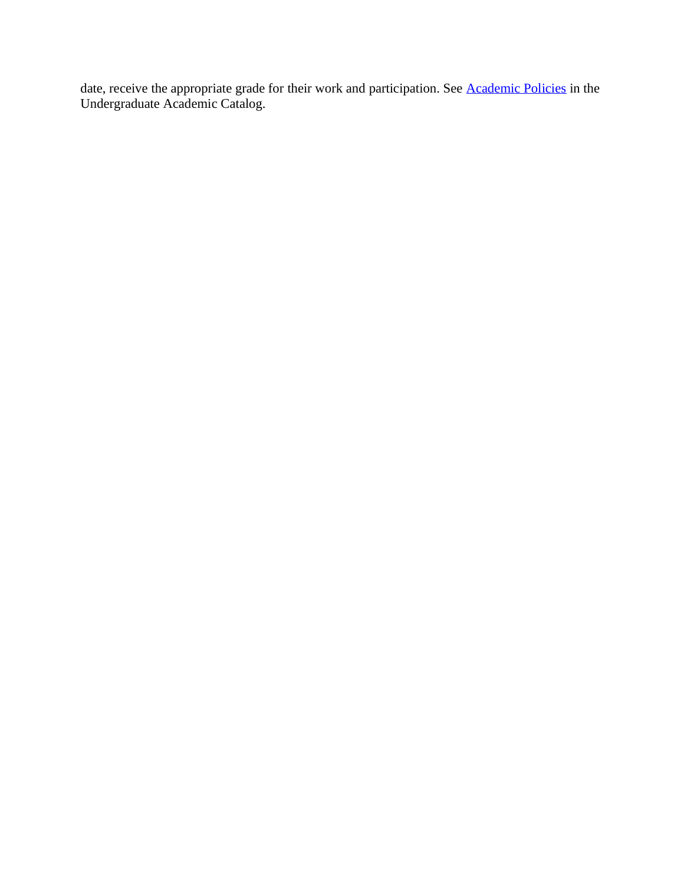date, receive the appropriate grade for their work and participation. See Academic Policies in the Undergraduate Academic Catalog.